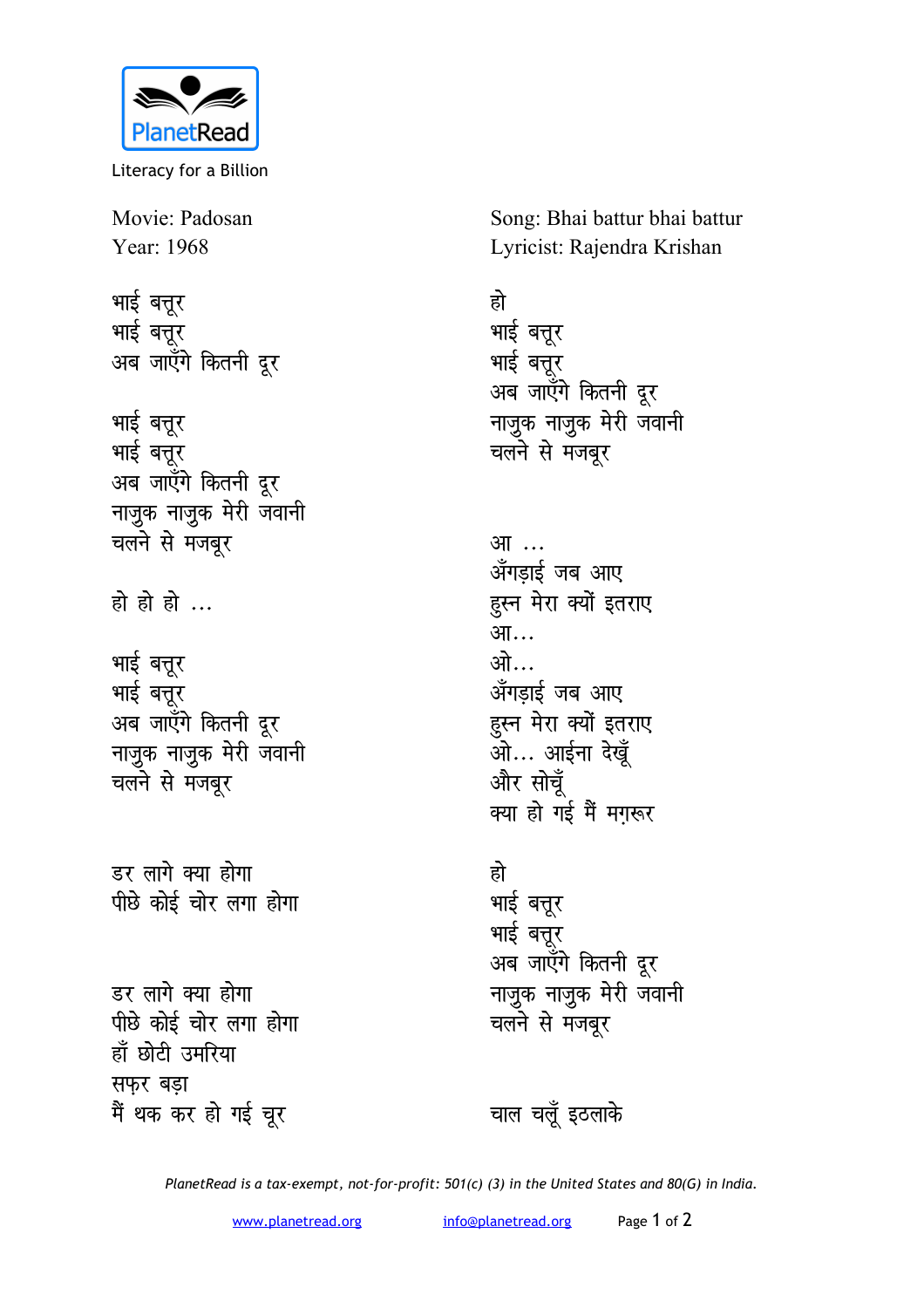PlanetRead

Literacy for a Billion

Movie: Padosan
Year: 1968

Song: Bhai battur bhai battur
Lyricist: Rajendra Krishan

भाई बत्तूर
भाई बत्तूर
अब जाएँगे कितनी दूर

भाई बत्तूर
भाई बत्तूर
अब जाएँगे कितनी दूर
नाजुक नाजुक मेरी जवानी
चलने से मजबूर

हो हो हो ...

भाई बत्तूर
भाई बत्तूर
अब जाएँगे कितनी दूर
नाजुक नाजुक मेरी जवानी
चलने से मजबूर

डर लागे क्या होगा
पीछे कोई चोर लगा होगा

डर लागे क्या होगा
पीछे कोई चोर लगा होगा
हाँ छोटी उमरिया
सफ़र बड़ा
मैं थक कर हो गई चूर

हो
भाई बत्तूर
भाई बत्तूर
अब जाएँगे कितनी दूर
नाजुक नाजुक मेरी जवानी
चलने से मजबूर

आ ...
अँगड़ाई जब आए
हुस्न मेरा क्यों इतराए
आ...
ओ...
अँगड़ाई जब आए
हुस्न मेरा क्यों इतराए
ओ... आईना देखूँ
और सोचूँ
क्या हो गई मैं मग़रूर

हो
भाई बत्तूर
भाई बत्तूर
अब जाएँगे कितनी दूर
नाजुक नाजुक मेरी जवानी
चलने से मजबूर

चाल चलूँ इठलाके

*PlanetRead is a tax-exempt, not-for-profit: 501(c) (3) in the United States and 80(G) in India.*

www.planetread.org info@planetread.org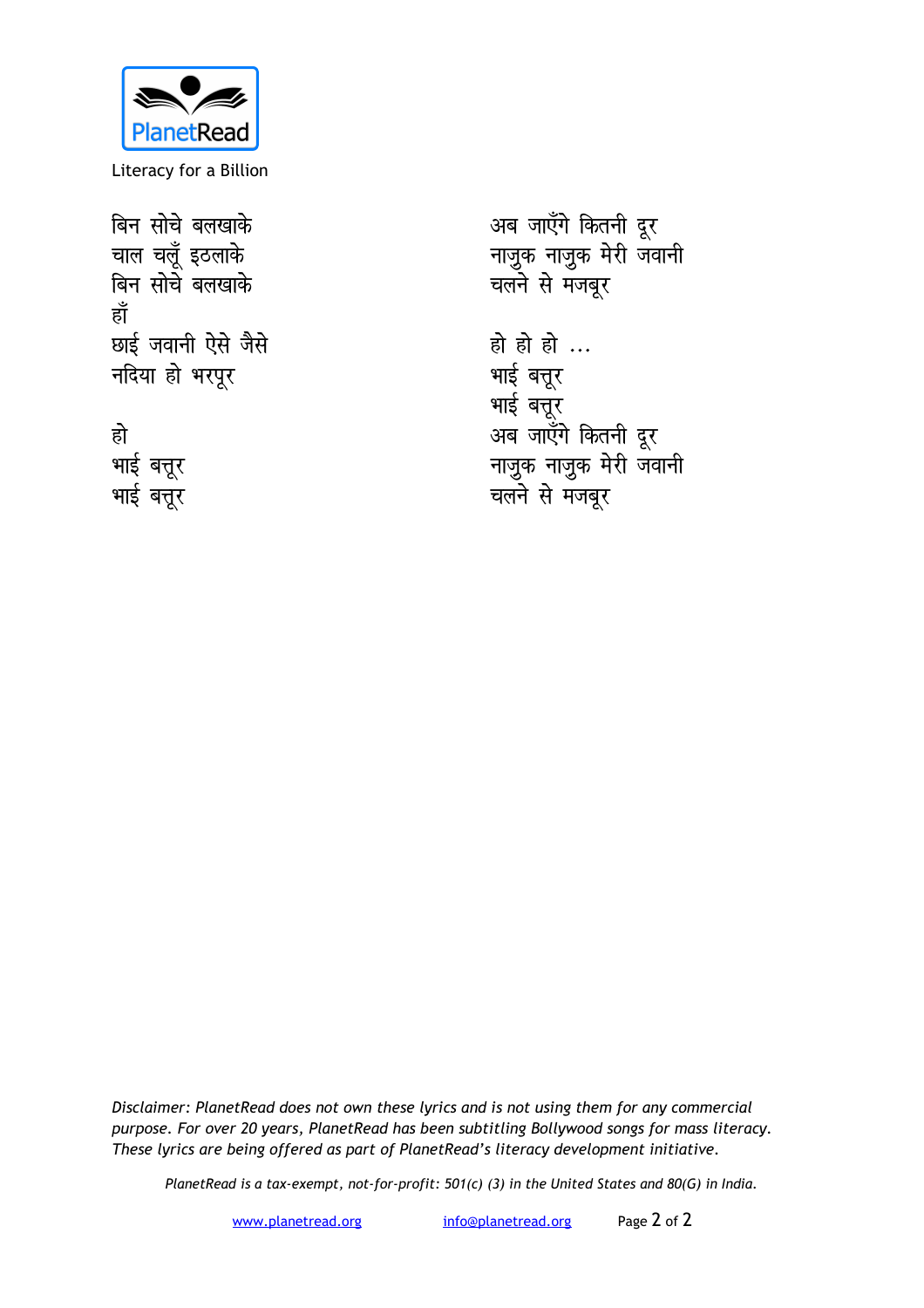PlanetRead

Literacy for a Billion

बिन सोचे बलखाके
चाल चलूँ इठलाके
बिन सोचे बलखाके
हाँ
छाई जवानी ऐसे जैसे
नदिया हो भरपूर

हो
भाई बत्तूर
भाई बत्तूर

अब जाएँगे कितनी दूर
नाजुक नाजुक मेरी जवानी
चलने से मजबूर

हो हो हो ...
भाई बत्तूर
भाई बत्तूर
अब जाएँगे कितनी दूर
नाजुक नाजुक मेरी जवानी
चलने से मजबूर

*Disclaimer: PlanetRead does not own these lyrics and is not using them for any commercial purpose. For over 20 years, PlanetRead has been subtitling Bollywood songs for mass literacy. These lyrics are being offered as part of PlanetRead's literacy development initiative.*

*PlanetRead is a tax-exempt, not-for-profit: 501(c) (3) in the United States and 80(G) in India.*

www.planetread.org    info@planetread.org